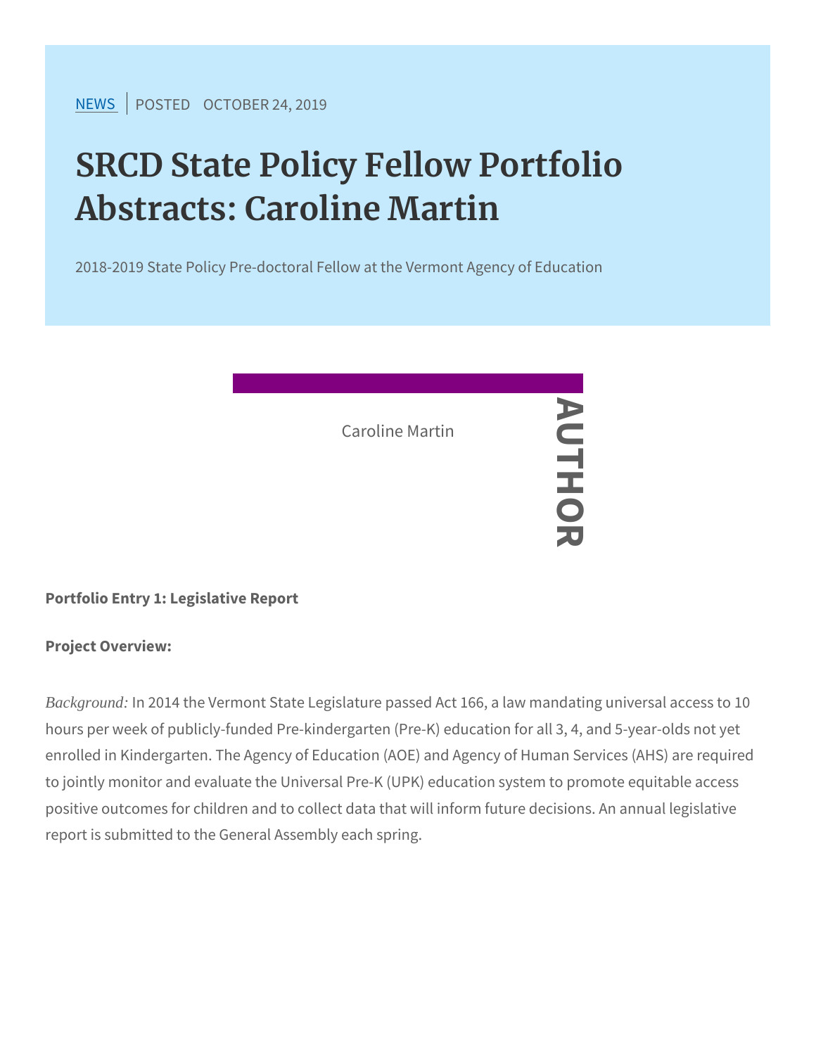NEWS | POSTED OCTOBER 24, 2019

# SRCD State Policy Fellow Portfolio Abstracts: Caroline Martin

2018-2019 State Policy Pre-doctoral Fellow at the Vermont Agency of Education

AUTHOR

Caroline Martin

**Portfolio Entry 1: Legislative Report**

**Project Overview:**

*Background:* In 2014 the Vermont State Legislature passed Act 166, a law mandating universal access to 10 hours per week of publicly-funded Pre-kindergarten (Pre-K) education for all 3, 4, and 5-year-olds not yet enrolled in Kindergarten. The Agency of Education (AOE) and Agency of Human Services (AHS) are required to jointly monitor and evaluate the Universal Pre-K (UPK) education system to promote equitable access positive outcomes for children and to collect data that will inform future decisions. An annual legislative report is submitted to the General Assembly each spring.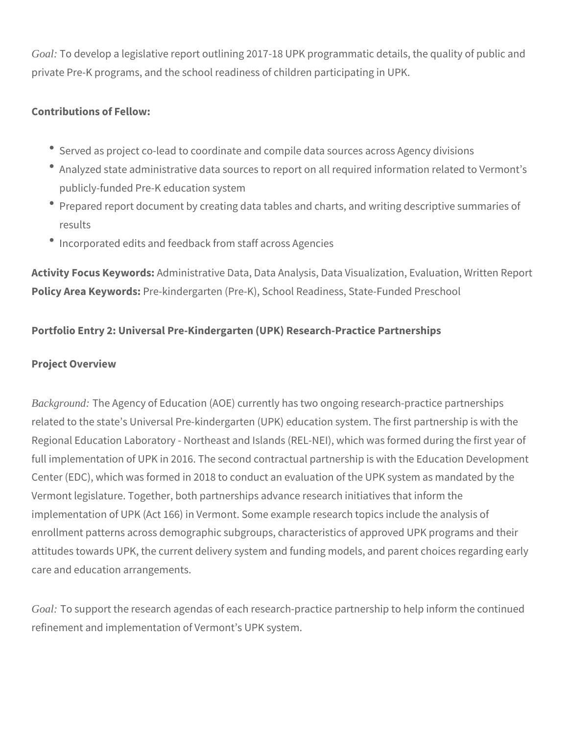*Goal:* To develop a legislative report outlining 2017-18 UPK programmatic details, the quality of public and private Pre-K programs, and the school readiness of children participating in UPK.

**Contributions of Fellow:**

- Served as project co-lead to coordinate and compile data sources across Agency divisions
- Analyzed state administrative data sources to report on all required information related to Vermont's publicly-funded Pre-K education system
- Prepared report document by creating data tables and charts, and writing descriptive summaries of results
- Incorporated edits and feedback from staff across Agencies

**Activity Focus Keywords:** Administrative Data, Data Analysis, Data Visualization, Evaluation, Written Report
**Policy Area Keywords:** Pre-kindergarten (Pre-K), School Readiness, State-Funded Preschool

**Portfolio Entry 2: Universal Pre-Kindergarten (UPK) Research-Practice Partnerships**

**Project Overview**

*Background:* The Agency of Education (AOE) currently has two ongoing research-practice partnerships related to the state's Universal Pre-kindergarten (UPK) education system. The first partnership is with the Regional Education Laboratory - Northeast and Islands (REL-NEI), which was formed during the first year of full implementation of UPK in 2016. The second contractual partnership is with the Education Development Center (EDC), which was formed in 2018 to conduct an evaluation of the UPK system as mandated by the Vermont legislature. Together, both partnerships advance research initiatives that inform the implementation of UPK (Act 166) in Vermont. Some example research topics include the analysis of enrollment patterns across demographic subgroups, characteristics of approved UPK programs and their attitudes towards UPK, the current delivery system and funding models, and parent choices regarding early care and education arrangements.

*Goal:* To support the research agendas of each research-practice partnership to help inform the continued refinement and implementation of Vermont's UPK system.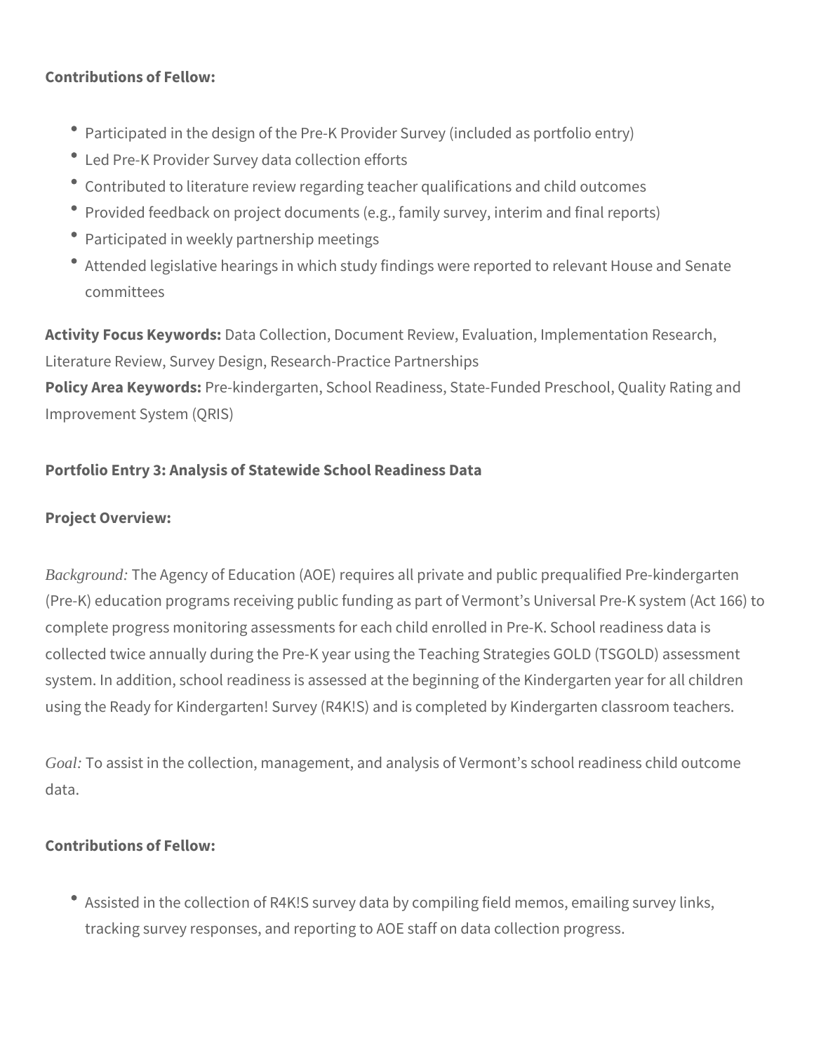**Contributions of Fellow:**

- Participated in the design of the Pre-K Provider Survey (included as portfolio entry)
- Led Pre-K Provider Survey data collection efforts
- Contributed to literature review regarding teacher qualifications and child outcomes
- Provided feedback on project documents (e.g., family survey, interim and final reports)
- Participated in weekly partnership meetings
- Attended legislative hearings in which study findings were reported to relevant House and Senate committees

**Activity Focus Keywords:** Data Collection, Document Review, Evaluation, Implementation Research, Literature Review, Survey Design, Research-Practice Partnerships
**Policy Area Keywords:** Pre-kindergarten, School Readiness, State-Funded Preschool, Quality Rating and Improvement System (QRIS)

**Portfolio Entry 3: Analysis of Statewide School Readiness Data**

**Project Overview:**

*Background:* The Agency of Education (AOE) requires all private and public prequalified Pre-kindergarten (Pre-K) education programs receiving public funding as part of Vermont's Universal Pre-K system (Act 166) to complete progress monitoring assessments for each child enrolled in Pre-K. School readiness data is collected twice annually during the Pre-K year using the Teaching Strategies GOLD (TSGOLD) assessment system. In addition, school readiness is assessed at the beginning of the Kindergarten year for all children using the Ready for Kindergarten! Survey (R4K!S) and is completed by Kindergarten classroom teachers.

*Goal:* To assist in the collection, management, and analysis of Vermont's school readiness child outcome data.

**Contributions of Fellow:**

- Assisted in the collection of R4K!S survey data by compiling field memos, emailing survey links, tracking survey responses, and reporting to AOE staff on data collection progress.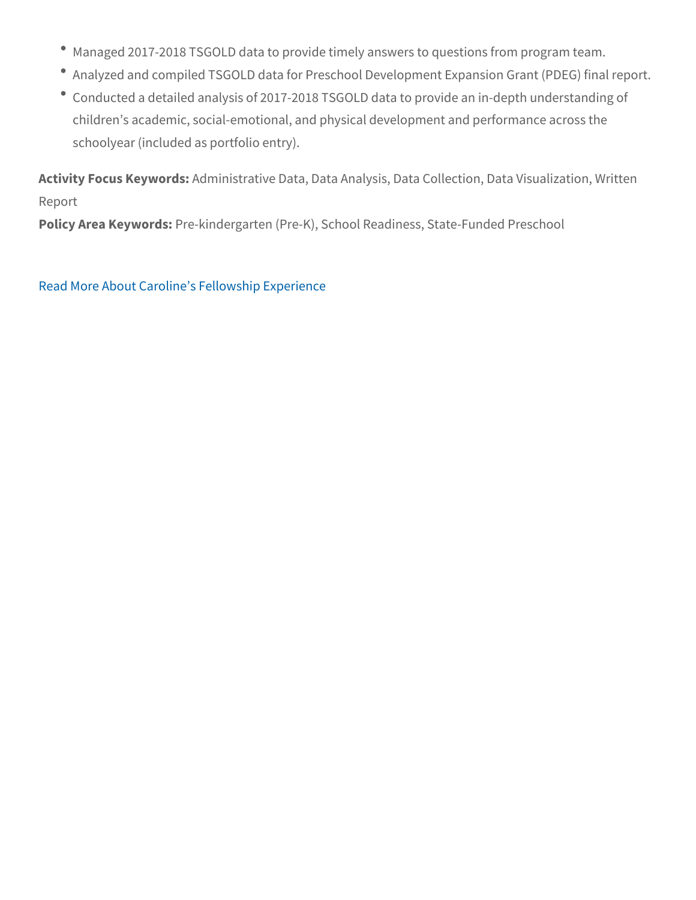- Managed 2017-2018 TSGOLD data to provide timely answers to questions from program team.
- Analyzed and compiled TSGOLD data for Preschool Development Expansion Grant (PDEG) final report.
- Conducted a detailed analysis of 2017-2018 TSGOLD data to provide an in-depth understanding of children's academic, social-emotional, and physical development and performance across the schoolyear (included as portfolio entry).

**Activity Focus Keywords:** Administrative Data, Data Analysis, Data Collection, Data Visualization, Written Report
**Policy Area Keywords:** Pre-kindergarten (Pre-K), School Readiness, State-Funded Preschool

Read More About Caroline's Fellowship Experience